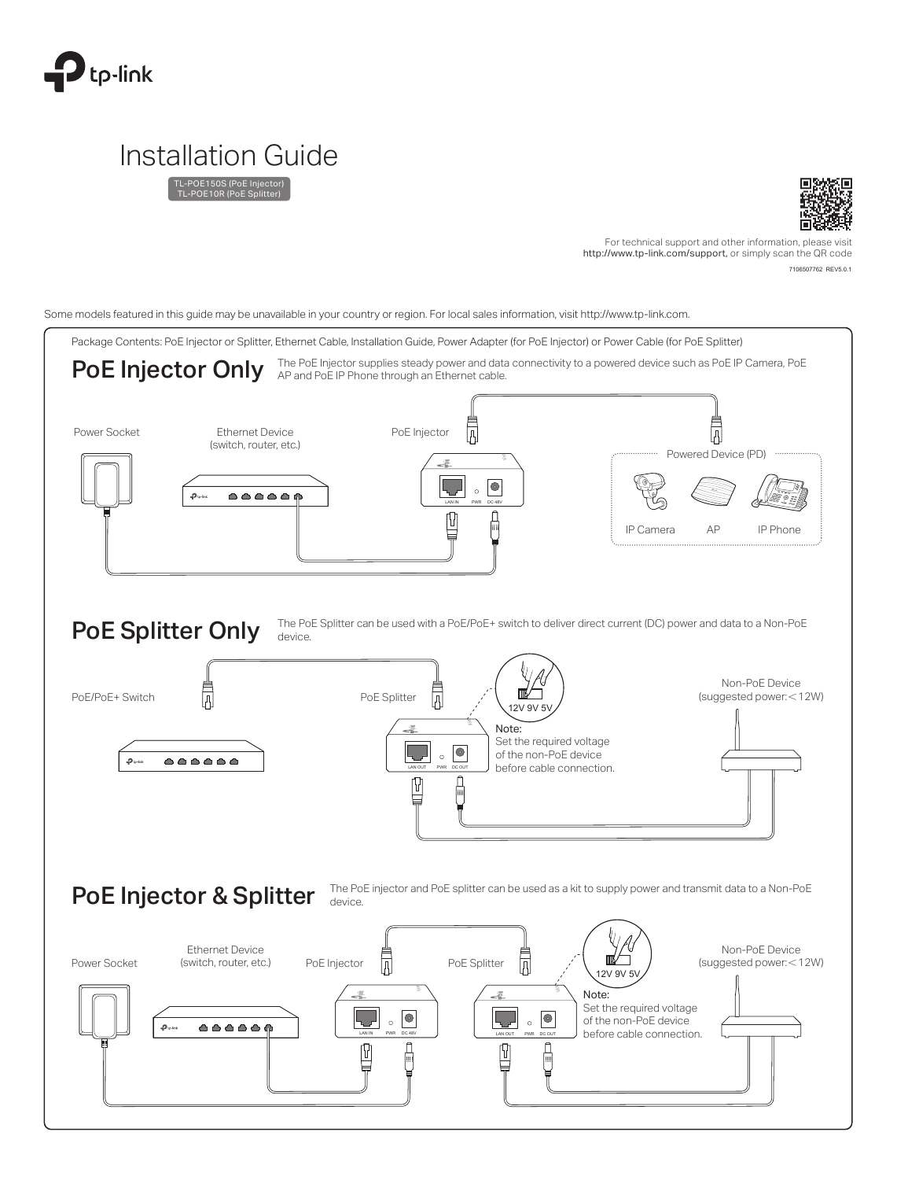# Installation Guide

TL-POE150S (PoE Injector)
TL-POE10R (PoE Splitter)

For technical support and other information, please visit http://www.tp-link.com/support, or simply scan the QR code

7106507762 REV5.0.1

Some models featured in this guide may be unavailable in your country or region. For local sales information, visit http://www.tp-link.com.

Package Contents: PoE Injector or Splitter, Ethernet Cable, Installation Guide, Power Adapter (for PoE Injector) or Power Cable (for PoE Splitter)

## PoE Injector Only

The PoE Injector supplies steady power and data connectivity to a powered device such as PoE IP Camera, PoE AP and PoE IP Phone through an Ethernet cable.

Power Socket

Ethernet Device (switch, router, etc.)

PoE Injector

LAN IN PWR DC 48V

Powered Device (PD)

IP Camera AP IP Phone

## PoE Splitter Only

The PoE Splitter can be used with a PoE/PoE+ switch to deliver direct current (DC) power and data to a Non-PoE device.

PoE/PoE+ Switch

PoE Splitter

LAN OUT PWR DC OUT

12V 9V 5V

Note:
Set the required voltage of the non-PoE device before cable connection.

Non-PoE Device (suggested power:＜12W)

## PoE Injector & Splitter

The PoE injector and PoE splitter can be used as a kit to supply power and transmit data to a Non-PoE device.

Power Socket

Ethernet Device (switch, router, etc.)

PoE Injector

LAN IN PWR DC 48V

PoE Splitter

LAN OUT PWR DC OUT

12V 9V 5V

Note:
Set the required voltage of the non-PoE device before cable connection.

Non-PoE Device (suggested power:＜12W)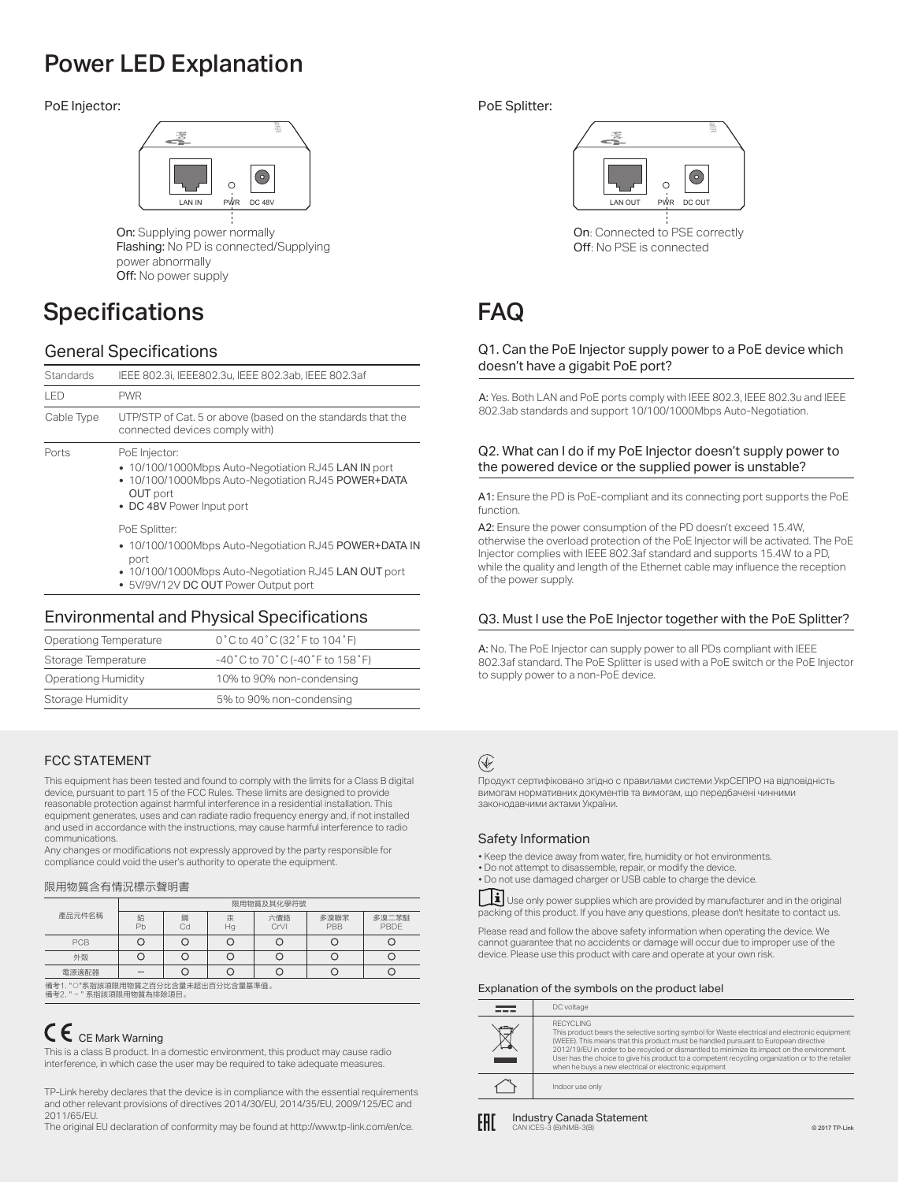# Power LED Explanation

PoE Injector:

LAN IN PWR DC 48V

**On:** Supplying power normally
**Flashing:** No PD is connected/Supplying power abnormally
**Off:** No power supply

PoE Splitter:

LAN OUT PWR DC OUT

**On**: Connected to PSE correctly
**Off**: No PSE is connected

# Specifications

## General Specifications

| | |
|---|---|
| Standards | IEEE 802.3i, IEEE802.3u, IEEE 802.3ab, IEEE 802.3af |
| LED | PWR |
| Cable Type | UTP/STP of Cat. 5 or above (based on the standards that the connected devices comply with) |
| Ports | PoE Injector: • 10/100/1000Mbps Auto-Negotiation RJ45 LAN IN port • 10/100/1000Mbps Auto-Negotiation RJ45 POWER+DATA OUT port • DC 48V Power Input port<br>PoE Splitter: • 10/100/1000Mbps Auto-Negotiation RJ45 POWER+DATA IN port • 10/100/1000Mbps Auto-Negotiation RJ45 LAN OUT port • 5V/9V/12V DC OUT Power Output port |

## Environmental and Physical Specifications

| | |
|---|---|
| Operationg Temperature | 0˚C to 40˚C (32˚F to 104˚F) |
| Storage Temperature | -40˚C to 70˚C (-40˚F to 158˚F) |
| Operationg Humidity | 10% to 90% non-condensing |
| Storage Humidity | 5% to 90% non-condensing |

# FAQ

### Q1. Can the PoE Injector supply power to a PoE device which doesn't have a gigabit PoE port?

**A:** Yes. Both LAN and PoE ports comply with IEEE 802.3, IEEE 802.3u and IEEE 802.3ab standards and support 10/100/1000Mbps Auto-Negotiation.

### Q2. What can I do if my PoE Injector doesn't supply power to the powered device or the supplied power is unstable?

**A1:** Ensure the PD is PoE-compliant and its connecting port supports the PoE function.

**A2:** Ensure the power consumption of the PD doesn't exceed 15.4W, otherwise the overload protection of the PoE Injector will be activated. The PoE Injector complies with IEEE 802.3af standard and supports 15.4W to a PD, while the quality and length of the Ethernet cable may influence the reception of the power supply.

### Q3. Must I use the PoE Injector together with the PoE Splitter?

**A:** No. The PoE Injector can supply power to all PDs compliant with IEEE 802.3af standard. The PoE Splitter is used with a PoE switch or the PoE Injector to supply power to a non-PoE device.

## FCC STATEMENT

This equipment has been tested and found to comply with the limits for a Class B digital device, pursuant to part 15 of the FCC Rules. These limits are designed to provide reasonable protection against harmful interference in a residential installation. This equipment generates, uses and can radiate radio frequency energy and, if not installed and used in accordance with the instructions, may cause harmful interference to radio communications.
Any changes or modifications not expressly approved by the party responsible for compliance could void the user's authority to operate the equipment.

### 限用物質含有情況標示聲明書

| 產品元件名稱 | 限用物質及其化學符號 | | | | | |
|---|---|---|---|---|---|---|
| | 鉛 Pb | 鎘 Cd | 汞 Hg | 六價鉻 CrVI | 多溴聯苯 PBB | 多溴二苯醚 PBDE |
| PCB | ○ | ○ | ○ | ○ | ○ | ○ |
| 外殼 | ○ | ○ | ○ | ○ | ○ | ○ |
| 電源適配器 | − | ○ | ○ | ○ | ○ | ○ |

備考1. "○"係指該項限用物質之百分比含量未超出百分比含量基準值。
備考2. "−" 係指該項限用物質為排除項目。

## CE Mark Warning

This is a class B product. In a domestic environment, this product may cause radio interference, in which case the user may be required to take adequate measures.

TP-Link hereby declares that the device is in compliance with the essential requirements and other relevant provisions of directives 2014/30/EU, 2014/35/EU, 2009/125/EC and 2011/65/EU.
The original EU declaration of conformity may be found at http://www.tp-link.com/en/ce.

Продукт сертифіковано згідно с правилами системи УкрСЕПРО на відповідність вимогам нормативних документів та вимогам, що передбачені чинними законодавчими актами України.

## Safety Information

- Keep the device away from water, fire, humidity or hot environments.
- Do not attempt to disassemble, repair, or modify the device.
- Do not use damaged charger or USB cable to charge the device.

Use only power supplies which are provided by manufacturer and in the original packing of this product. If you have any questions, please don't hesitate to contact us.

Please read and follow the above safety information when operating the device. We cannot guarantee that no accidents or damage will occur due to improper use of the device. Please use this product with care and operate at your own risk.

### Explanation of the symbols on the product label

| | |
|---|---|
| ⎓ | DC voltage |
| | RECYCLING<br>This product bears the selective sorting symbol for Waste electrical and electronic equipment (WEEE). This means that this product must be handled pursuant to European directive 2012/19/EU in order to be recycled or dismantled to minimize its impact on the environment. User has the choice to give his product to a competent recycling organization or to the retailer when he buys a new electrical or electronic equipment |
| | Indoor use only |

## Industry Canada Statement

CAN ICES-3 (B)/NMB-3(B)

© 2017 TP-Link